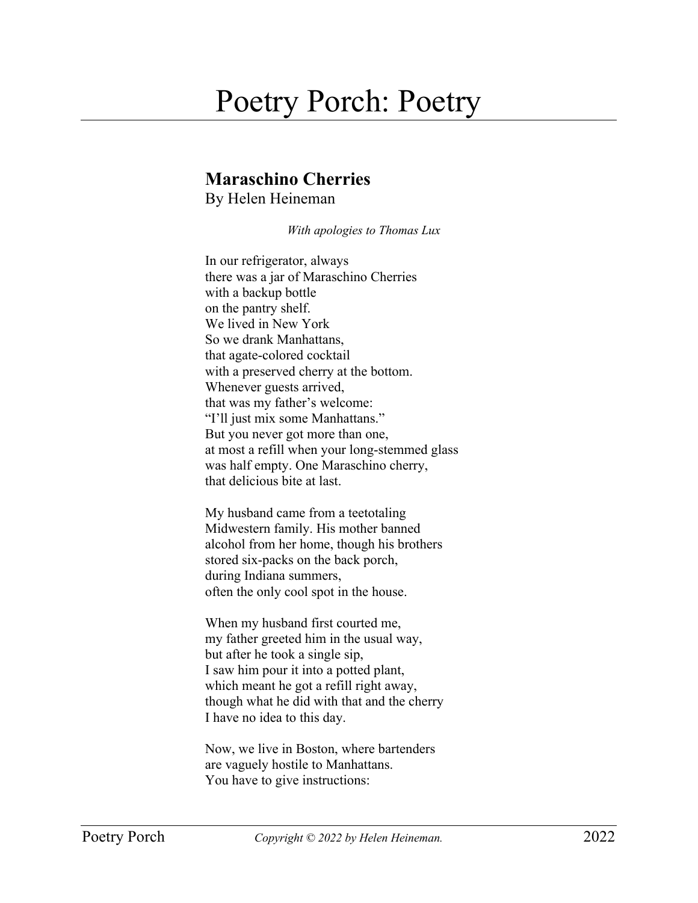# Poetry Porch: Poetry

## Maraschino Cherries

By Helen Heineman

*With apologies to Thomas Lux*

In our refrigerator, always  
there was a jar of Maraschino Cherries  
with a backup bottle  
on the pantry shelf.  
We lived in New York  
So we drank Manhattans,  
that agate-colored cocktail  
with a preserved cherry at the bottom.  
Whenever guests arrived,  
that was my father's welcome:  
"I'll just mix some Manhattans."  
But you never got more than one,  
at most a refill when your long-stemmed glass  
was half empty. One Maraschino cherry,  
that delicious bite at last.

My husband came from a teetotaling  
Midwestern family. His mother banned  
alcohol from her home, though his brothers  
stored six-packs on the back porch,  
during Indiana summers,  
often the only cool spot in the house.

When my husband first courted me,  
my father greeted him in the usual way,  
but after he took a single sip,  
I saw him pour it into a potted plant,  
which meant he got a refill right away,  
though what he did with that and the cherry  
I have no idea to this day.

Now, we live in Boston, where bartenders  
are vaguely hostile to Manhattans.  
You have to give instructions: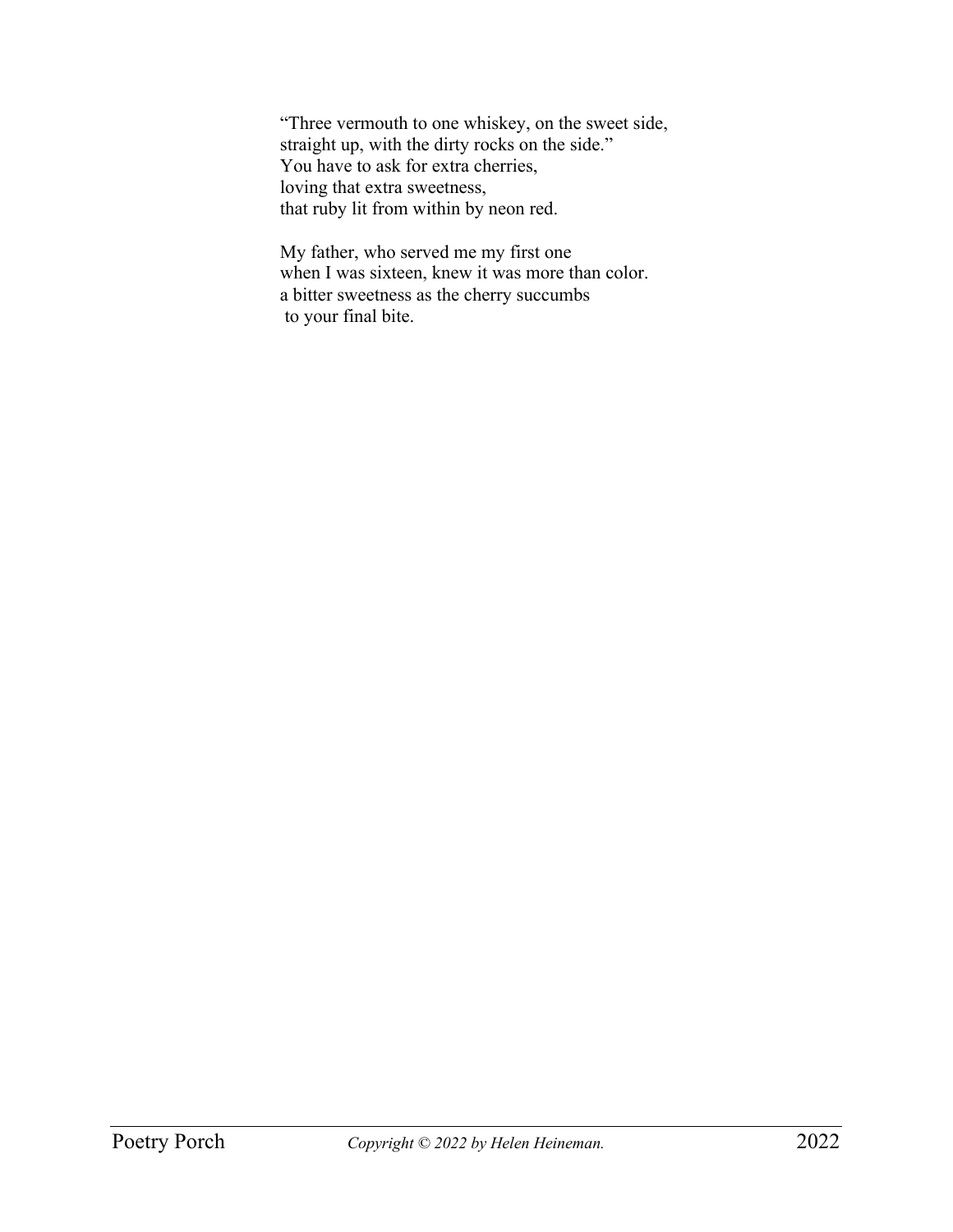"Three vermouth to one whiskey, on the sweet side,  
straight up, with the dirty rocks on the side."  
You have to ask for extra cherries,  
loving that extra sweetness,  
that ruby lit from within by neon red.

My father, who served me my first one  
when I was sixteen, knew it was more than color.  
a bitter sweetness as the cherry succumbs  
to your final bite.

*Copyright © 2022 by Helen Heineman.*